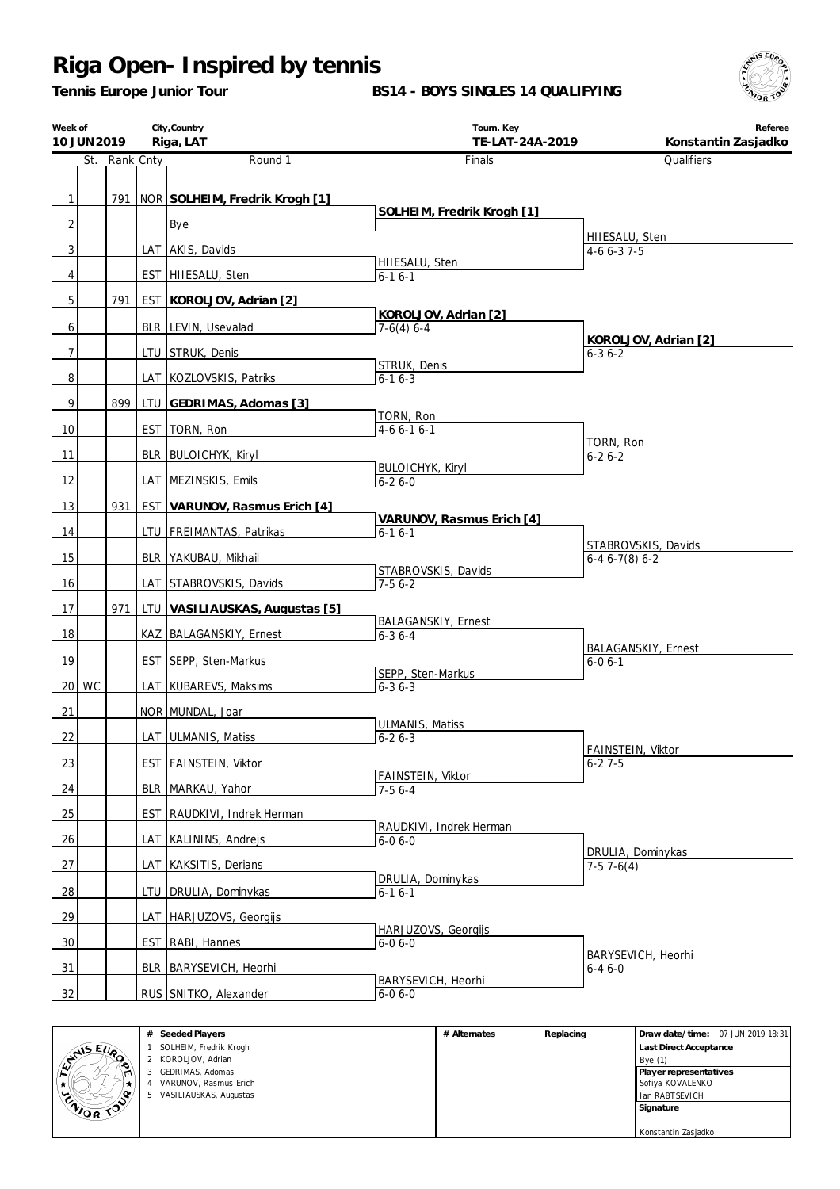# Riga Open- Inspired by tennis

**Tennis Europe Junior Tour**

**BS14 - BOYS SINGLES 14 QUALIFYING**

| Week of | City,Country | Tourn. Key | Referee |
|---|---|---|---|
| 10 JUN 2019 | Riga, LAT | TE-LAT-24A-2019 | Konstantin Zasjadko |

| # | St. | Rank | Cnty | Round 1 | Finals | Qualifiers |
|---|---|---|---|---|---|---|
| 1 | | 791 | NOR | **SOLHEIM, Fredrik Krogh [1]** | | |
| 2 | | | | Bye | **SOLHEIM, Fredrik Krogh [1]** | |
| 3 | | | LAT | AKIS, Davids | | HIIESALU, Sten 4-6 6-3 7-5 |
| 4 | | | EST | HIIESALU, Sten | HIIESALU, Sten 6-1 6-1 | |
| 5 | | 791 | EST | **KOROLJOV, Adrian [2]** | | |
| 6 | | | BLR | LEVIN, Usevalad | **KOROLJOV, Adrian [2]** 7-6(4) 6-4 | |
| 7 | | | LTU | STRUK, Denis | | **KOROLJOV, Adrian [2]** 6-3 6-2 |
| 8 | | | LAT | KOZLOVSKIS, Patriks | STRUK, Denis 6-1 6-3 | |
| 9 | | 899 | LTU | **GEDRIMAS, Adomas [3]** | | |
| 10 | | | EST | TORN, Ron | TORN, Ron 4-6 6-1 6-1 | |
| 11 | | | BLR | BULOICHYK, Kiryl | | TORN, Ron 6-2 6-2 |
| 12 | | | LAT | MEZINSKIS, Emils | BULOICHYK, Kiryl 6-2 6-0 | |
| 13 | | 931 | EST | **VARUNOV, Rasmus Erich [4]** | | |
| 14 | | | LTU | FREIMANTAS, Patrikas | **VARUNOV, Rasmus Erich [4]** 6-1 6-1 | |
| 15 | | | BLR | YAKUBAU, Mikhail | | STABROVSKIS, Davids 6-4 6-7(8) 6-2 |
| 16 | | | LAT | STABROVSKIS, Davids | STABROVSKIS, Davids 7-5 6-2 | |
| 17 | | 971 | LTU | **VASILIAUSKAS, Augustas [5]** | | |
| 18 | | | KAZ | BALAGANSKIY, Ernest | BALAGANSKIY, Ernest 6-3 6-4 | |
| 19 | | | EST | SEPP, Sten-Markus | | BALAGANSKIY, Ernest 6-0 6-1 |
| 20 | WC | | LAT | KUBAREVS, Maksims | SEPP, Sten-Markus 6-3 6-3 | |
| 21 | | | NOR | MUNDAL, Joar | | |
| 22 | | | LAT | ULMANIS, Matiss | ULMANIS, Matiss 6-2 6-3 | |
| 23 | | | EST | FAINSTEIN, Viktor | | FAINSTEIN, Viktor 6-2 7-5 |
| 24 | | | BLR | MARKAU, Yahor | FAINSTEIN, Viktor 7-5 6-4 | |
| 25 | | | EST | RAUDKIVI, Indrek Herman | | |
| 26 | | | LAT | KALININS, Andrejs | RAUDKIVI, Indrek Herman 6-0 6-0 | |
| 27 | | | LAT | KAKSITIS, Derians | | DRULIA, Dominykas 7-5 7-6(4) |
| 28 | | | LTU | DRULIA, Dominykas | DRULIA, Dominykas 6-1 6-1 | |
| 29 | | | LAT | HARJUZOVS, Georgijs | | |
| 30 | | | EST | RABI, Hannes | HARJUZOVS, Georgijs 6-0 6-0 | |
| 31 | | | BLR | BARYSEVICH, Heorhi | | BARYSEVICH, Heorhi 6-4 6-0 |
| 32 | | | RUS | SNITKO, Alexander | BARYSEVICH, Heorhi 6-0 6-0 | |

| # | Seeded Players | # Alternates | Replacing | |
|---|---|---|---|---|
| 1 | SOLHEIM, Fredrik Krogh | | | **Draw date/time:** 07 JUN 2019 18:31 |
| 2 | KOROLJOV, Adrian | | | **Last Direct Acceptance** Bye (1) |
| 3 | GEDRIMAS, Adomas | | | **Player representatives** |
| 4 | VARUNOV, Rasmus Erich | | | Sofiya KOVALENKO |
| 5 | VASILIAUSKAS, Augustas | | | Ian RABTSEVICH |
| | | | | **Signature** |
| | | | | Konstantin Zasjadko |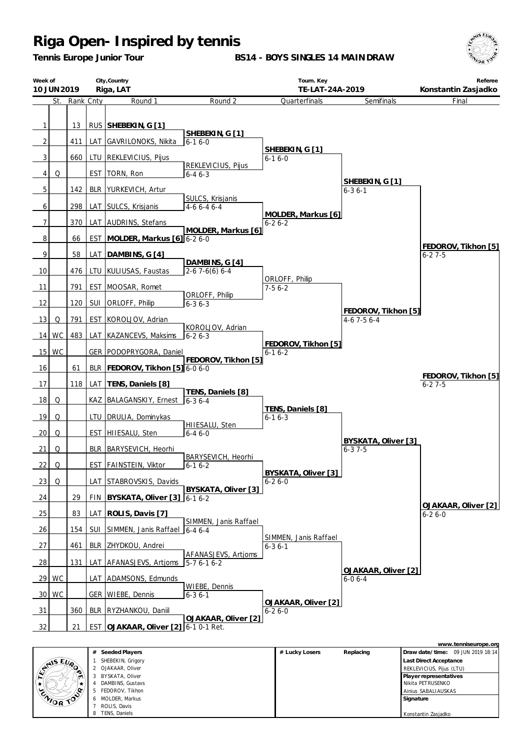# Riga Open- Inspired by tennis

**Tennis Europe Junior Tour**

**BS14 - BOYS SINGLES 14 MAINDRAW**

| Week of | City,Country | Tourn. Key | Referee |
|---|---|---|---|
| 10 JUN 2019 | Riga, LAT | TE-LAT-24A-2019 | Konstantin Zasjadko |

| | St. | Rank | Cnty | Round 1 | Round 2 | Quarterfinals | Semifinals | Final |
|---|---|---|---|---|---|---|---|---|
| 1 | | 13 | RUS | **SHEBEKIN, G [1]** | | | | |
| | | | | | **SHEBEKIN, G [1]** 6-1 6-0 | | | |
| 2 | | 411 | LAT | GAVRILONOKS, Nikita | | | | |
| | | | | | | **SHEBEKIN, G [1]** 6-1 6-0 | | |
| 3 | | 660 | LTU | REKLEVICIUS, Pijus | | | | |
| | | | | | REKLEVICIUS, Pijus 6-4 6-3 | | | |
| 4 | Q | | EST | TORN, Ron | | | | |
| | | | | | | | **SHEBEKIN, G [1]** 6-3 6-1 | |
| 5 | | 142 | BLR | YURKEVICH, Artur | | | | |
| | | | | | SULCS, Krisjanis 4-6 6-4 6-4 | | | |
| 6 | | 298 | LAT | SULCS, Krisjanis | | | | |
| | | | | | | **MOLDER, Markus [6]** 6-2 6-2 | | |
| 7 | | 370 | LAT | AUDRINS, Stefans | | | | |
| | | | | | **MOLDER, Markus [6]** 6-2 6-0 | | | |
| 8 | | 66 | EST | **MOLDER, Markus [6]** | | | | |
| | | | | | | | | **FEDOROV, Tikhon [5]** 6-2 7-5 |
| 9 | | 58 | LAT | **DAMBINS, G [4]** | | | | |
| | | | | | **DAMBINS, G [4]** 2-6 7-6(6) 6-4 | | | |
| 10 | | 476 | LTU | KULIUSAS, Faustas | | | | |
| | | | | | | ORLOFF, Philip 7-5 6-2 | | |
| 11 | | 791 | EST | MOOSAR, Romet | | | | |
| | | | | | ORLOFF, Philip 6-3 6-3 | | | |
| 12 | | 120 | SUI | ORLOFF, Philip | | | | |
| | | | | | | | **FEDOROV, Tikhon [5]** 4-6 7-5 6-4 | |
| 13 | Q | 791 | EST | KOROLJOV, Adrian | | | | |
| | | | | | KOROLJOV, Adrian 6-2 6-3 | | | |
| 14 | WC | 483 | LAT | KAZANCEVS, Maksims | | | | |
| | | | | | | **FEDOROV, Tikhon [5]** 6-1 6-2 | | |
| 15 | WC | | GER | PODOPRYGORA, Daniel | | | | |
| | | | | | **FEDOROV, Tikhon [5]** 6-0 6-0 | | | |
| 16 | | 61 | BLR | **FEDOROV, Tikhon [5]** | | | | |
| | | | | | | | | **FEDOROV, Tikhon [5]** 6-2 7-5 |
| 17 | | 118 | LAT | **TENS, Daniels [8]** | | | | |
| | | | | | **TENS, Daniels [8]** 6-3 6-4 | | | |
| 18 | Q | | KAZ | BALAGANSKIY, Ernest | | | | |
| | | | | | | **TENS, Daniels [8]** 6-1 6-3 | | |
| 19 | Q | | LTU | DRULIA, Dominykas | | | | |
| | | | | | HIIESALU, Sten 6-4 6-0 | | | |
| 20 | Q | | EST | HIIESALU, Sten | | | | |
| | | | | | | | **BYSKATA, Oliver [3]** 6-3 7-5 | |
| 21 | Q | | BLR | BARYSEVICH, Heorhi | | | | |
| | | | | | BARYSEVICH, Heorhi 6-1 6-2 | | | |
| 22 | Q | | EST | FAINSTEIN, Viktor | | | | |
| | | | | | | **BYSKATA, Oliver [3]** 6-2 6-0 | | |
| 23 | Q | | LAT | STABROVSKIS, Davids | | | | |
| | | | | | **BYSKATA, Oliver [3]** 6-1 6-2 | | | |
| 24 | | 29 | FIN | **BYSKATA, Oliver [3]** | | | | |
| | | | | | | | | **OJAKAAR, Oliver [2]** 6-2 6-0 |
| 25 | | 83 | LAT | **ROLIS, Davis [7]** | | | | |
| | | | | | SIMMEN, Janis Raffael 6-4 6-4 | | | |
| 26 | | 154 | SUI | SIMMEN, Janis Raffael | | | | |
| | | | | | | SIMMEN, Janis Raffael 6-3 6-1 | | |
| 27 | | 461 | BLR | ZHYDKOU, Andrei | | | | |
| | | | | | AFANASJEVS, Artjoms 5-7 6-1 6-2 | | | |
| 28 | | 131 | LAT | AFANASJEVS, Artjoms | | | | |
| | | | | | | | **OJAKAAR, Oliver [2]** 6-0 6-4 | |
| 29 | WC | | LAT | ADAMSONS, Edmunds | | | | |
| | | | | | WIEBE, Dennis 6-3 6-1 | | | |
| 30 | WC | | GER | WIEBE, Dennis | | | | |
| | | | | | | **OJAKAAR, Oliver [2]** 6-2 6-0 | | |
| 31 | | 360 | BLR | RYZHANKOU, Daniil | | | | |
| | | | | | **OJAKAAR, Oliver [2]** 6-1 0-1 Ret. | | | |
| 32 | | 21 | EST | **OJAKAAR, Oliver [2]** | | | | |

| # | Seeded Players | # Lucky Losers | Replacing | |
|---|---|---|---|---|
| 1 | SHEBEKIN, Grigory | | | **Draw date/time:** 09 JUN 2019 18:14 |
| 2 | OJAKAAR, Oliver | | | **Last Direct Acceptance** |
| 3 | BYSKATA, Oliver | | | REKLEVICIUS, Pijus (LTU) |
| 4 | DAMBINS, Gustavs | | | **Player representatives** |
| 5 | FEDOROV, Tikhon | | | Nikita PETRUSENKO |
| 6 | MOLDER, Markus | | | Ainius SABALIAUSKAS |
| 7 | ROLIS, Davis | | | **Signature** |
| 8 | TENS, Daniels | | | Konstantin Zasjadko |

www.tenniseurope.org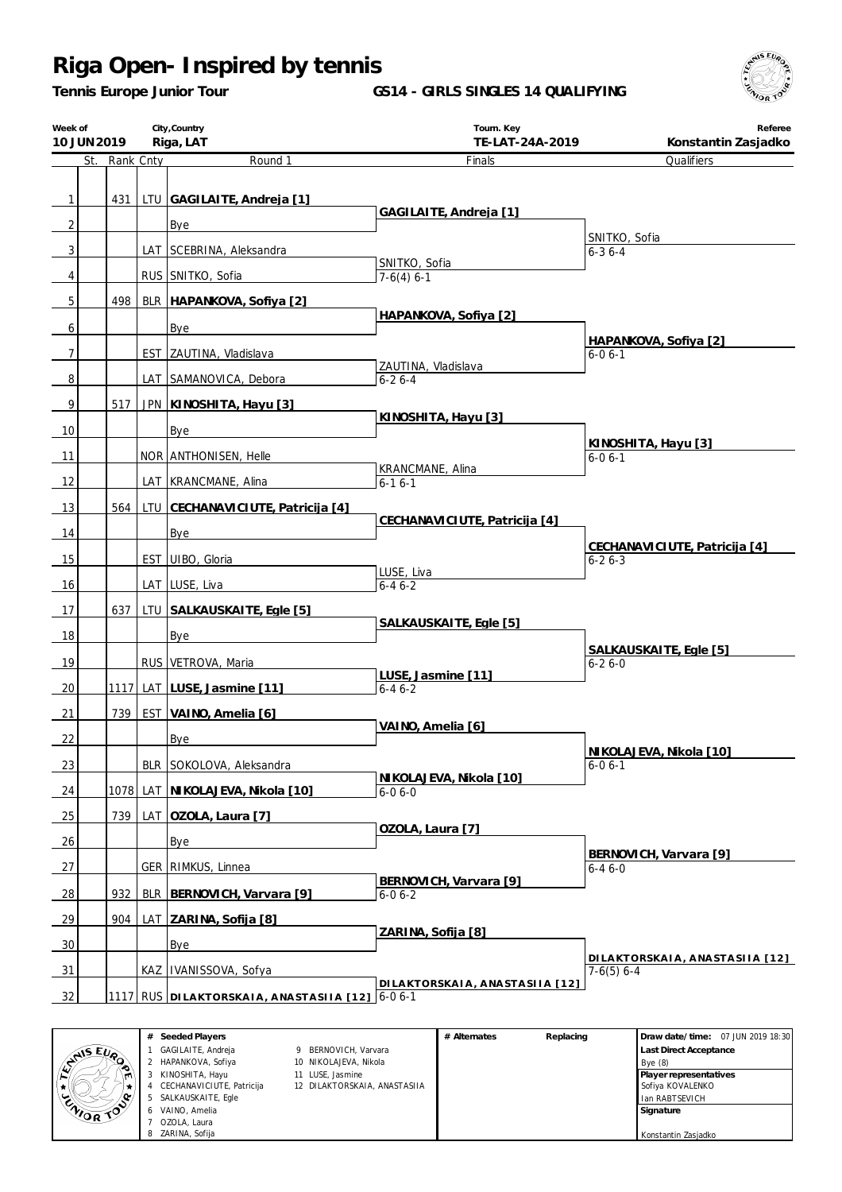# Riga Open- Inspired by tennis

**Tennis Europe Junior Tour**

**GS14 - GIRLS SINGLES 14 QUALIFYING**

| Week of | City,Country | Tourn. Key | Referee |
|---|---|---|---|
| **10 JUN 2019** | **Riga, LAT** | **TE-LAT-24A-2019** | **Konstantin Zasjadko** |

| | St. | Rank | Cnty | Round 1 | Finals | Qualifiers |
|---|---|---|---|---|---|---|
| 1 | | 431 | LTU | **GAGILAITE, Andreja [1]** | **GAGILAITE, Andreja [1]** | |
| 2 | | | | Bye | | SNITKO, Sofia 6-3 6-4 |
| 3 | | | LAT | SCEBRINA, Aleksandra | SNITKO, Sofia | |
| 4 | | | RUS | SNITKO, Sofia | 7-6(4) 6-1 | |
| 5 | | 498 | BLR | **HAPANKOVA, Sofiya [2]** | **HAPANKOVA, Sofiya [2]** | |
| 6 | | | | Bye | | **HAPANKOVA, Sofiya [2]** 6-0 6-1 |
| 7 | | | EST | ZAUTINA, Vladislava | ZAUTINA, Vladislava | |
| 8 | | | LAT | SAMANOVICA, Debora | 6-2 6-4 | |
| 9 | | 517 | JPN | **KINOSHITA, Hayu [3]** | **KINOSHITA, Hayu [3]** | |
| 10 | | | | Bye | | **KINOSHITA, Hayu [3]** 6-0 6-1 |
| 11 | | | NOR | ANTHONISEN, Helle | KRANCMANE, Alina | |
| 12 | | | LAT | KRANCMANE, Alina | 6-1 6-1 | |
| 13 | | 564 | LTU | **CECHANAVICIUTE, Patricija [4]** | **CECHANAVICIUTE, Patricija [4]** | |
| 14 | | | | Bye | | **CECHANAVICIUTE, Patricija [4]** 6-2 6-3 |
| 15 | | | EST | UIBO, Gloria | LUSE, Liva | |
| 16 | | | LAT | LUSE, Liva | 6-4 6-2 | |
| 17 | | 637 | LTU | **SALKAUSKAITE, Egle [5]** | **SALKAUSKAITE, Egle [5]** | |
| 18 | | | | Bye | | **SALKAUSKAITE, Egle [5]** 6-2 6-0 |
| 19 | | | RUS | VETROVA, Maria | **LUSE, Jasmine [11]** | |
| 20 | | 1117 | LAT | **LUSE, Jasmine [11]** | 6-4 6-2 | |
| 21 | | 739 | EST | **VAINO, Amelia [6]** | **VAINO, Amelia [6]** | |
| 22 | | | | Bye | | **NIKOLAJEVA, Nikola [10]** 6-0 6-1 |
| 23 | | | BLR | SOKOLOVA, Aleksandra | **NIKOLAJEVA, Nikola [10]** | |
| 24 | | 1078 | LAT | **NIKOLAJEVA, Nikola [10]** | 6-0 6-0 | |
| 25 | | 739 | LAT | **OZOLA, Laura [7]** | **OZOLA, Laura [7]** | |
| 26 | | | | Bye | | **BERNOVICH, Varvara [9]** 6-4 6-0 |
| 27 | | | GER | RIMKUS, Linnea | **BERNOVICH, Varvara [9]** | |
| 28 | | 932 | BLR | **BERNOVICH, Varvara [9]** | 6-0 6-2 | |
| 29 | | 904 | LAT | **ZARINA, Sofija [8]** | **ZARINA, Sofija [8]** | |
| 30 | | | | Bye | | **DILAKTORSKAIA, ANASTASIIA [12]** 7-6(5) 6-4 |
| 31 | | | KAZ | IVANISSOVA, Sofya | **DILAKTORSKAIA, ANASTASIIA [12]** | |
| 32 | | 1117 | RUS | **DILAKTORSKAIA, ANASTASIIA [12]** | 6-0 6-1 | |

| # | Seeded Players | # | Seeded Players |
|---|---|---|---|
| 1 | GAGILAITE, Andreja | 9 | BERNOVICH, Varvara |
| 2 | HAPANKOVA, Sofiya | 10 | NIKOLAJEVA, Nikola |
| 3 | KINOSHITA, Hayu | 11 | LUSE, Jasmine |
| 4 | CECHANAVICIUTE, Patricija | 12 | DILAKTORSKAIA, ANASTASIIA |
| 5 | SALKAUSKAITE, Egle | | |
| 6 | VAINO, Amelia | | |
| 7 | OZOLA, Laura | | |
| 8 | ZARINA, Sofija | | |

| # Alternates | Replacing |
|---|---|
| | |

**Draw date/time:** 07 JUN 2019 18:30

**Last Direct Acceptance**
Bye (8)

**Player representatives**
Sofiya KOVALENKO
Ian RABTSEVICH

**Signature**

Konstantin Zasjadko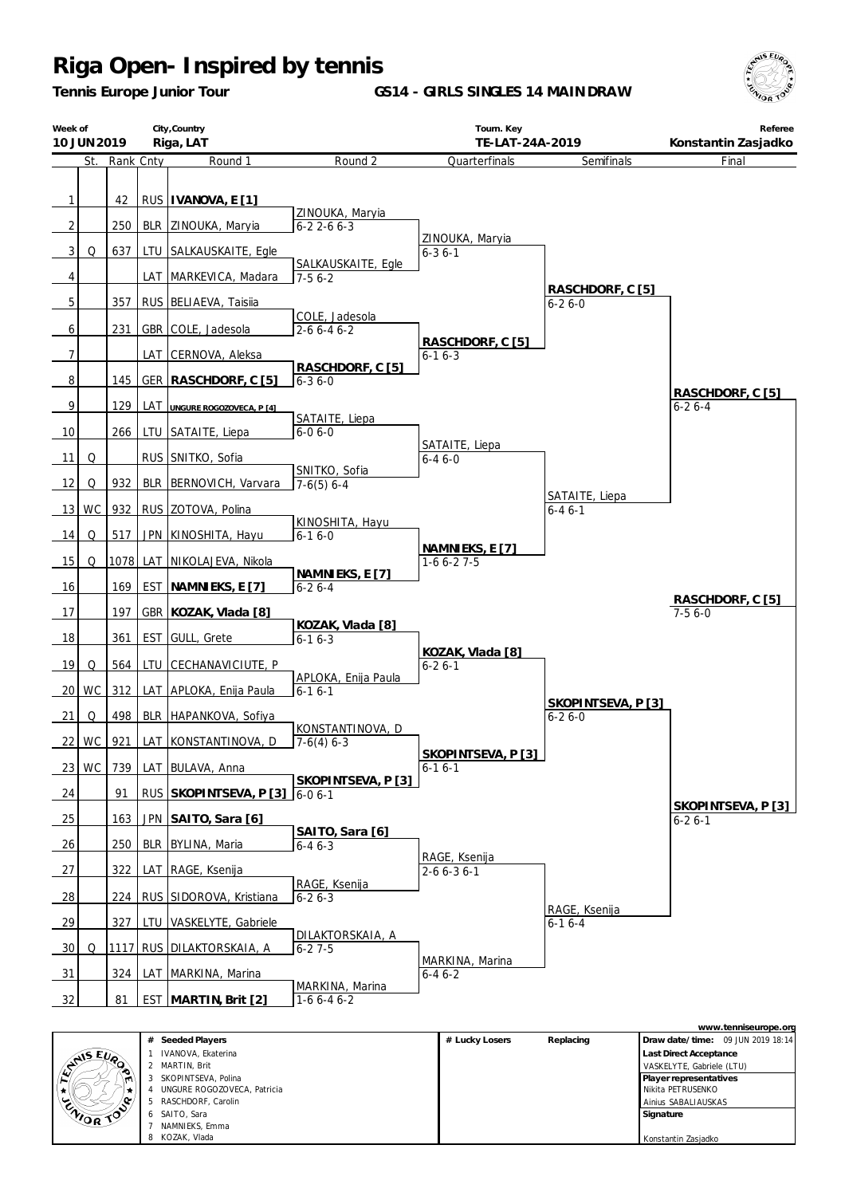# Riga Open- Inspired by tennis

**Tennis Europe Junior Tour**

**GS14 - GIRLS SINGLES 14 MAINDRAW**

| Week of | City,Country | Tourn. Key | Referee |
|---|---|---|---|
| **10 JUN 2019** | **Riga, LAT** | **TE-LAT-24A-2019** | **Konstantin Zasjadko** |

| # | St. | Rank | Cnty | Round 1 | Round 2 | Quarterfinals | Semifinals | Final |
|---|---|---|---|---|---|---|---|---|
| 1 | | 42 | RUS | **IVANOVA, E [1]** | | | | |
| 2 | | 250 | BLR | ZINOUKA, Maryia | ZINOUKA, Maryia 6-2 2-6 6-3 | | | |
| 3 | Q | 637 | LTU | SALKAUSKAITE, Egle | | ZINOUKA, Maryia 6-3 6-1 | | |
| 4 | | | LAT | MARKEVICA, Madara | SALKAUSKAITE, Egle 7-5 6-2 | | | |
| 5 | | 357 | RUS | BELIAEVA, Taisiia | | | **RASCHDORF, C [5]** 6-2 6-0 | |
| 6 | | 231 | GBR | COLE, Jadesola | COLE, Jadesola 2-6 6-4 6-2 | | | |
| 7 | | | LAT | CERNOVA, Aleksa | | **RASCHDORF, C [5]** 6-1 6-3 | | |
| 8 | | 145 | GER | **RASCHDORF, C [5]** | **RASCHDORF, C [5]** 6-3 6-0 | | | |
| 9 | | 129 | LAT | **UNGURE ROGOZOVECA, P [4]** | | | | **RASCHDORF, C [5]** 6-2 6-4 |
| 10 | | 266 | LTU | SATAITE, Liepa | SATAITE, Liepa 6-0 6-0 | | | |
| 11 | Q | | RUS | SNITKO, Sofia | | SATAITE, Liepa 6-4 6-0 | | |
| 12 | Q | 932 | BLR | BERNOVICH, Varvara | SNITKO, Sofia 7-6(5) 6-4 | | | |
| 13 | WC | 932 | RUS | ZOTOVA, Polina | | | SATAITE, Liepa 6-4 6-1 | |
| 14 | Q | 517 | JPN | KINOSHITA, Hayu | KINOSHITA, Hayu 6-1 6-0 | | | |
| 15 | Q | 1078 | LAT | NIKOLAJEVA, Nikola | | **NAMNIEKS, E [7]** 1-6 6-2 7-5 | | |
| 16 | | 169 | EST | **NAMNIEKS, E [7]** | **NAMNIEKS, E [7]** 6-2 6-4 | | | |
| 17 | | 197 | GBR | **KOZAK, Vlada [8]** | | | | **RASCHDORF, C [5]** 7-5 6-0 |
| 18 | | 361 | EST | GULL, Grete | **KOZAK, Vlada [8]** 6-1 6-3 | | | |
| 19 | Q | 564 | LTU | CECHANAVICIUTE, P | | **KOZAK, Vlada [8]** 6-2 6-1 | | |
| 20 | WC | 312 | LAT | APLOKA, Enija Paula | APLOKA, Enija Paula 6-1 6-1 | | | |
| 21 | Q | 498 | BLR | HAPANKOVA, Sofiya | | | **SKOPINTSEVA, P [3]** 6-2 6-0 | |
| 22 | WC | 921 | LAT | KONSTANTINOVA, D | KONSTANTINOVA, D 7-6(4) 6-3 | | | |
| 23 | WC | 739 | LAT | BULAVA, Anna | | **SKOPINTSEVA, P [3]** 6-1 6-1 | | |
| 24 | | 91 | RUS | **SKOPINTSEVA, P [3]** | **SKOPINTSEVA, P [3]** 6-0 6-1 | | | |
| 25 | | 163 | JPN | **SAITO, Sara [6]** | | | | **SKOPINTSEVA, P [3]** 6-2 6-1 |
| 26 | | 250 | BLR | BYLINA, Maria | **SAITO, Sara [6]** 6-4 6-3 | | | |
| 27 | | 322 | LAT | RAGE, Ksenija | | RAGE, Ksenija 2-6 6-3 6-1 | | |
| 28 | | 224 | RUS | SIDOROVA, Kristiana | RAGE, Ksenija 6-2 6-3 | | | |
| 29 | | 327 | LTU | VASKELYTE, Gabriele | | | RAGE, Ksenija 6-1 6-4 | |
| 30 | Q | 1117 | RUS | DILAKTORSKAIA, A | DILAKTORSKAIA, A 6-2 7-5 | | | |
| 31 | | 324 | LAT | MARKINA, Marina | | MARKINA, Marina 6-4 6-2 | | |
| 32 | | 81 | EST | **MARTIN, Brit [2]** | MARKINA, Marina 1-6 6-4 6-2 | | | |

| # | Seeded Players | # | Lucky Losers | Replacing |
|---|---|---|---|---|
| 1 | IVANOVA, Ekaterina | | | |
| 2 | MARTIN, Brit | | | |
| 3 | SKOPINTSEVA, Polina | | | |
| 4 | UNGURE ROGOZOVECA, Patricia | | | |
| 5 | RASCHDORF, Carolin | | | |
| 6 | SAITO, Sara | | | |
| 7 | NAMNIEKS, Emma | | | |
| 8 | KOZAK, Vlada | | | |

www.tenniseurope.org

**Draw date/time:** 09 JUN 2019 18:14

**Last Direct Acceptance**
VASKELYTE, Gabriele (LTU)

**Player representatives**
Nikita PETRUSENKO
Ainius SABALIAUSKAS

**Signature**
Konstantin Zasjadko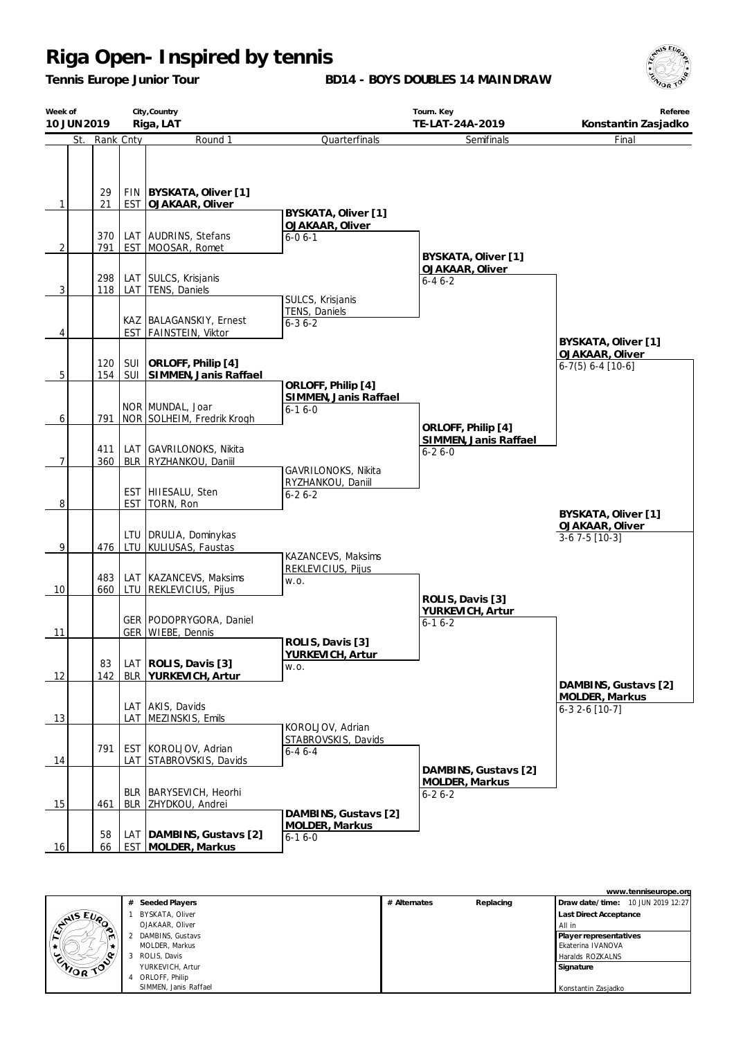# Riga Open- Inspired by tennis

**Tennis Europe Junior Tour**

**BD14 - BOYS DOUBLES 14 MAINDRAW**

| Week of | City,Country | Tourn. Key | Referee |
|---|---|---|---|
| 10 JUN 2019 | Riga, LAT | TE-LAT-24A-2019 | Konstantin Zasjadko |

| St. | Rank | Cnty | Round 1 |
|---|---|---|---|
| 1 | 29 | FIN | **BYSKATA, Oliver [1]** |
| | 21 | EST | **OJAKAAR, Oliver** |
| 2 | 370 | LAT | AUDRINS, Stefans |
| | 791 | EST | MOOSAR, Romet |
| 3 | 298 | LAT | SULCS, Krisjanis |
| | 118 | LAT | TENS, Daniels |
| 4 | | KAZ | BALAGANSKIY, Ernest |
| | | EST | FAINSTEIN, Viktor |
| 5 | 120 | SUI | **ORLOFF, Philip [4]** |
| | 154 | SUI | **SIMMEN, Janis Raffael** |
| 6 | | NOR | MUNDAL, Joar |
| | 791 | NOR | SOLHEIM, Fredrik Krogh |
| 7 | 411 | LAT | GAVRILONOKS, Nikita |
| | 360 | BLR | RYZHANKOU, Daniil |
| 8 | | EST | HIIESALU, Sten |
| | | EST | TORN, Ron |
| 9 | | LTU | DRULIA, Dominykas |
| | 476 | LTU | KULIUSAS, Faustas |
| 10 | 483 | LAT | KAZANCEVS, Maksims |
| | 660 | LTU | REKLEVICIUS, Pijus |
| 11 | | GER | PODOPRYGORA, Daniel |
| | | GER | WIEBE, Dennis |
| 12 | 83 | LAT | **ROLIS, Davis [3]** |
| | 142 | BLR | **YURKEVICH, Artur** |
| 13 | | LAT | AKIS, Davids |
| | | LAT | MEZINSKIS, Emils |
| 14 | 791 | EST | KOROLJOV, Adrian |
| | | LAT | STABROVSKIS, Davids |
| 15 | | BLR | BARYSEVICH, Heorhi |
| | 461 | BLR | ZHYDKOU, Andrei |
| 16 | 58 | LAT | **DAMBINS, Gustavs [2]** |
| | 66 | EST | **MOLDER, Markus** |

**Quarterfinals**

- **BYSKATA, Oliver [1] / OJAKAAR, Oliver** 6-0 6-1
- SULCS, Krisjanis / TENS, Daniels 6-3 6-2
- **ORLOFF, Philip [4] / SIMMEN, Janis Raffael** 6-1 6-0
- GAVRILONOKS, Nikita / RYZHANKOU, Daniil 6-2 6-2
- KAZANCEVS, Maksims / REKLEVICIUS, Pijus w.o.
- **ROLIS, Davis [3] / YURKEVICH, Artur** w.o.
- KOROLJOV, Adrian / STABROVSKIS, Davids 6-4 6-4
- **DAMBINS, Gustavs [2] / MOLDER, Markus** 6-1 6-0

**Semifinals**

- **BYSKATA, Oliver [1] / OJAKAAR, Oliver** 6-4 6-2
- **ORLOFF, Philip [4] / SIMMEN, Janis Raffael** 6-2 6-0
- **ROLIS, Davis [3] / YURKEVICH, Artur** 6-1 6-2
- **DAMBINS, Gustavs [2] / MOLDER, Markus** 6-2 6-2

**Final**

- **BYSKATA, Oliver [1] / OJAKAAR, Oliver** 6-7(5) 6-4 [10-6]
- **DAMBINS, Gustavs [2] / MOLDER, Markus** 6-3 2-6 [10-7]

**Winner**

- **BYSKATA, Oliver [1] / OJAKAAR, Oliver** 3-6 7-5 [10-3]

www.tenniseurope.org

| # | Seeded Players | # Alternates | Replacing |
|---|---|---|---|
| 1 | BYSKATA, Oliver / OJAKAAR, Oliver | | |
| 2 | DAMBINS, Gustavs / MOLDER, Markus | | |
| 3 | ROLIS, Davis / YURKEVICH, Artur | | |
| 4 | ORLOFF, Philip / SIMMEN, Janis Raffael | | |

**Draw date/time:** 10 JUN 2019 12:27

**Last Direct Acceptance**
All in

**Player representatives**
Ekaterina IVANOVA
Haralds ROZKALNS

**Signature**

Konstantin Zasjadko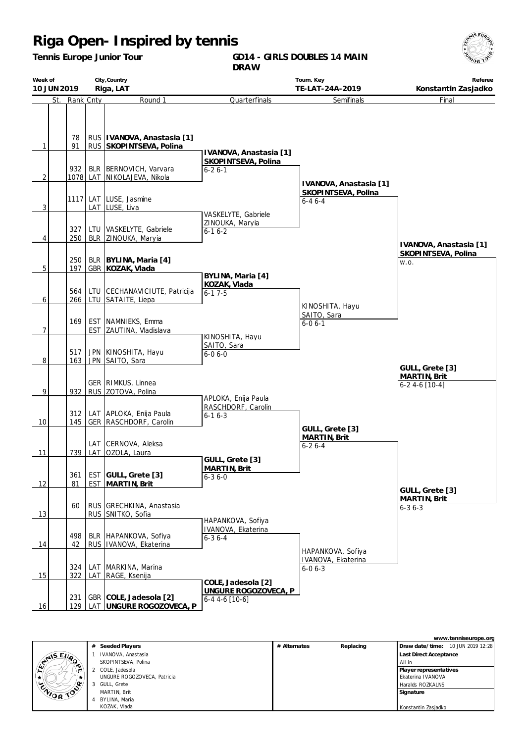# Riga Open- Inspired by tennis

**Tennis Europe Junior Tour**

**GD14 - GIRLS DOUBLES 14 MAIN DRAW**

| Week of | City,Country | Tourn. Key | Referee |
|---|---|---|---|
| **10 JUN 2019** | **Riga, LAT** | **TE-LAT-24A-2019** | **Konstantin Zasjadko** |

| St. | Rank | Cnty | Round 1 | Quarterfinals | Semifinals | Final |
|---|---|---|---|---|---|---|
| 1 | 78 / 91 | RUS / RUS | **IVANOVA, Anastasia [1]** / **SKOPINTSEVA, Polina** | | | |
| | | | | **IVANOVA, Anastasia [1]** / **SKOPINTSEVA, Polina** 6-2 6-1 | | |
| 2 | 932 / 1078 | BLR / LAT | BERNOVICH, Varvara / NIKOLAJEVA, Nikola | | | |
| | | | | | **IVANOVA, Anastasia [1]** / **SKOPINTSEVA, Polina** 6-4 6-4 | |
| 3 | 1117 | LAT / LAT | LUSE, Jasmine / LUSE, Liva | | | |
| | | | | VASKELYTE, Gabriele / ZINOUKA, Maryia 6-1 6-2 | | |
| 4 | 327 / 250 | LTU / BLR | VASKELYTE, Gabriele / ZINOUKA, Maryia | | | |
| | | | | | | **IVANOVA, Anastasia [1]** / **SKOPINTSEVA, Polina** w.o. |
| 5 | 250 / 197 | BLR / GBR | **BYLINA, Maria [4]** / **KOZAK, Vlada** | | | |
| | | | | **BYLINA, Maria [4]** / **KOZAK, Vlada** 6-1 7-5 | | |
| 6 | 564 / 266 | LTU / LTU | CECHANAVICIUTE, Patricija / SATAITE, Liepa | | | |
| | | | | | KINOSHITA, Hayu / SAITO, Sara 6-0 6-1 | |
| 7 | 169 | EST / EST | NAMNIEKS, Emma / ZAUTINA, Vladislava | | | |
| | | | | KINOSHITA, Hayu / SAITO, Sara 6-0 6-0 | | |
| 8 | 517 / 163 | JPN / JPN | KINOSHITA, Hayu / SAITO, Sara | | | |
| | | | | | | **GULL, Grete [3]** / **MARTIN, Brit** 6-2 4-6 [10-4] |
| 9 | 932 | GER / RUS | RIMKUS, Linnea / ZOTOVA, Polina | | | |
| | | | | APLOKA, Enija Paula / RASCHDORF, Carolin 6-1 6-3 | | |
| 10 | 312 / 145 | LAT / GER | APLOKA, Enija Paula / RASCHDORF, Carolin | | | |
| | | | | | **GULL, Grete [3]** / **MARTIN, Brit** 6-2 6-4 | |
| 11 | 739 | LAT / LAT | CERNOVA, Aleksa / OZOLA, Laura | | | |
| | | | | **GULL, Grete [3]** / **MARTIN, Brit** 6-3 6-0 | | |
| 12 | 361 / 81 | EST / EST | **GULL, Grete [3]** / **MARTIN, Brit** | | | |
| | | | | | | **GULL, Grete [3]** / **MARTIN, Brit** 6-3 6-3 |
| 13 | 60 | RUS / RUS | GRECHKINA, Anastasia / SNITKO, Sofia | | | |
| | | | | HAPANKOVA, Sofiya / IVANOVA, Ekaterina 6-3 6-4 | | |
| 14 | 498 / 42 | BLR / RUS | HAPANKOVA, Sofiya / IVANOVA, Ekaterina | | | |
| | | | | | HAPANKOVA, Sofiya / IVANOVA, Ekaterina 6-0 6-3 | |
| 15 | 324 / 322 | LAT / LAT | MARKINA, Marina / RAGE, Ksenija | | | |
| | | | | **COLE, Jadesola [2]** / **UNGURE ROGOZOVECA, P** 6-4 4-6 [10-6] | | |
| 16 | 231 / 129 | GBR / LAT | **COLE, Jadesola [2]** / **UNGURE ROGOZOVECA, P** | | | |

www.tenniseurope.org

| # | Seeded Players | # Alternates | Replacing | |
|---|---|---|---|---|
| 1 | IVANOVA, Anastasia / SKOPINTSEVA, Polina | | | **Draw date/time:** 10 JUN 2019 12:28 |
| 2 | COLE, Jadesola / UNGURE ROGOZOVECA, Patricia | | | **Last Direct Acceptance:** All in |
| 3 | GULL, Grete / MARTIN, Brit | | | **Player representatives:** Ekaterina IVANOVA, Haralds ROZKALNS |
| 4 | BYLINA, Maria / KOZAK, Vlada | | | **Signature:** Konstantin Zasjadko |